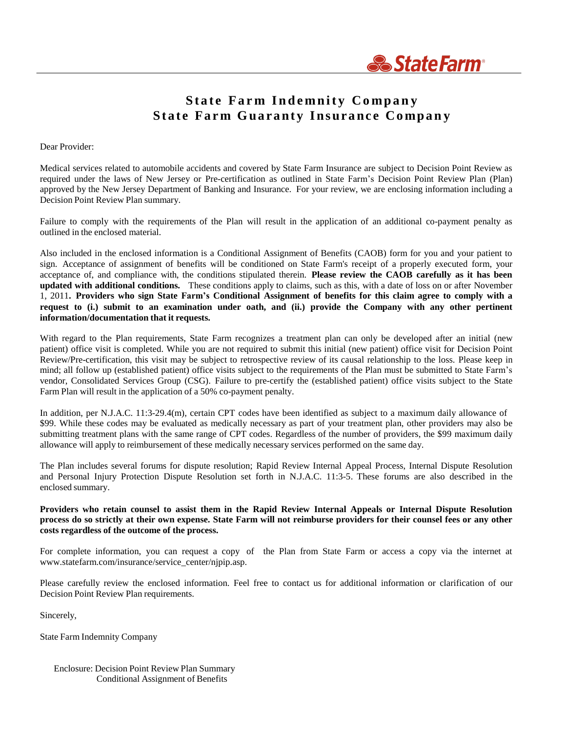StateFarm

# State Farm Indemnity Company
# State Farm Guaranty Insurance Company

Dear Provider:

Medical services related to automobile accidents and covered by State Farm Insurance are subject to Decision Point Review as required under the laws of New Jersey or Pre-certification as outlined in State Farm's Decision Point Review Plan (Plan) approved by the New Jersey Department of Banking and Insurance. For your review, we are enclosing information including a Decision Point Review Plan summary.

Failure to comply with the requirements of the Plan will result in the application of an additional co-payment penalty as outlined in the enclosed material.

Also included in the enclosed information is a Conditional Assignment of Benefits (CAOB) form for you and your patient to sign. Acceptance of assignment of benefits will be conditioned on State Farm's receipt of a properly executed form, your acceptance of, and compliance with, the conditions stipulated therein. **Please review the CAOB carefully as it has been updated with additional conditions.** These conditions apply to claims, such as this, with a date of loss on or after November 1, 2011**. Providers who sign State Farm's Conditional Assignment of benefits for this claim agree to comply with a request to (i.) submit to an examination under oath, and (ii.) provide the Company with any other pertinent information/documentation that it requests.**

With regard to the Plan requirements, State Farm recognizes a treatment plan can only be developed after an initial (new patient) office visit is completed. While you are not required to submit this initial (new patient) office visit for Decision Point Review/Pre-certification, this visit may be subject to retrospective review of its causal relationship to the loss. Please keep in mind; all follow up (established patient) office visits subject to the requirements of the Plan must be submitted to State Farm's vendor, Consolidated Services Group (CSG). Failure to pre-certify the (established patient) office visits subject to the State Farm Plan will result in the application of a 50% co-payment penalty.

In addition, per N.J.A.C. 11:3-29.4(m), certain CPT codes have been identified as subject to a maximum daily allowance of $99. While these codes may be evaluated as medically necessary as part of your treatment plan, other providers may also be submitting treatment plans with the same range of CPT codes. Regardless of the number of providers, the $99 maximum daily allowance will apply to reimbursement of these medically necessary services performed on the same day.

The Plan includes several forums for dispute resolution; Rapid Review Internal Appeal Process, Internal Dispute Resolution and Personal Injury Protection Dispute Resolution set forth in N.J.A.C. 11:3-5. These forums are also described in the enclosed summary.

**Providers who retain counsel to assist them in the Rapid Review Internal Appeals or Internal Dispute Resolution process do so strictly at their own expense. State Farm will not reimburse providers for their counsel fees or any other costs regardless of the outcome of the process.**

For complete information, you can request a copy of the Plan from State Farm or access a copy via the internet at www.statefarm.com/insurance/service_center/njpip.asp.

Please carefully review the enclosed information. Feel free to contact us for additional information or clarification of our Decision Point Review Plan requirements.

Sincerely,

State Farm Indemnity Company

Enclosure: Decision Point Review Plan Summary
Conditional Assignment of Benefits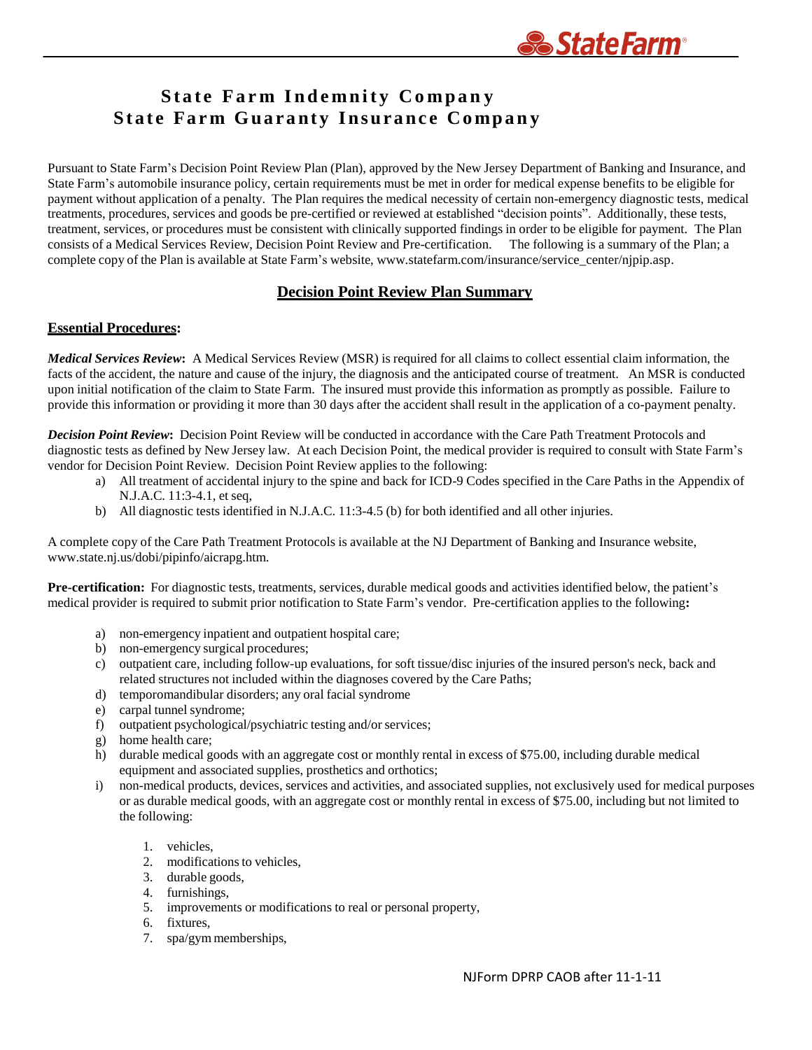# State Farm Indemnity Company
# State Farm Guaranty Insurance Company

Pursuant to State Farm's Decision Point Review Plan (Plan), approved by the New Jersey Department of Banking and Insurance, and State Farm's automobile insurance policy, certain requirements must be met in order for medical expense benefits to be eligible for payment without application of a penalty. The Plan requires the medical necessity of certain non-emergency diagnostic tests, medical treatments, procedures, services and goods be pre-certified or reviewed at established "decision points". Additionally, these tests, treatment, services, or procedures must be consistent with clinically supported findings in order to be eligible for payment. The Plan consists of a Medical Services Review, Decision Point Review and Pre-certification. The following is a summary of the Plan; a complete copy of the Plan is available at State Farm's website, www.statefarm.com/insurance/service_center/njpip.asp.

## Decision Point Review Plan Summary

### Essential Procedures:

***Medical Services Review*:** A Medical Services Review (MSR) is required for all claims to collect essential claim information, the facts of the accident, the nature and cause of the injury, the diagnosis and the anticipated course of treatment. An MSR is conducted upon initial notification of the claim to State Farm. The insured must provide this information as promptly as possible. Failure to provide this information or providing it more than 30 days after the accident shall result in the application of a co-payment penalty.

***Decision Point Review*:** Decision Point Review will be conducted in accordance with the Care Path Treatment Protocols and diagnostic tests as defined by New Jersey law. At each Decision Point, the medical provider is required to consult with State Farm's vendor for Decision Point Review. Decision Point Review applies to the following:

a) All treatment of accidental injury to the spine and back for ICD-9 Codes specified in the Care Paths in the Appendix of N.J.A.C. 11:3-4.1, et seq,
b) All diagnostic tests identified in N.J.A.C. 11:3-4.5 (b) for both identified and all other injuries.

A complete copy of the Care Path Treatment Protocols is available at the NJ Department of Banking and Insurance website, www.state.nj.us/dobi/pipinfo/aicrapg.htm.

**Pre-certification:** For diagnostic tests, treatments, services, durable medical goods and activities identified below, the patient's medical provider is required to submit prior notification to State Farm's vendor. Pre-certification applies to the following**:**

a) non-emergency inpatient and outpatient hospital care;
b) non-emergency surgical procedures;
c) outpatient care, including follow-up evaluations, for soft tissue/disc injuries of the insured person's neck, back and related structures not included within the diagnoses covered by the Care Paths;
d) temporomandibular disorders; any oral facial syndrome
e) carpal tunnel syndrome;
f) outpatient psychological/psychiatric testing and/or services;
g) home health care;
h) durable medical goods with an aggregate cost or monthly rental in excess of $75.00, including durable medical equipment and associated supplies, prosthetics and orthotics;
i) non-medical products, devices, services and activities, and associated supplies, not exclusively used for medical purposes or as durable medical goods, with an aggregate cost or monthly rental in excess of $75.00, including but not limited to the following:

    1. vehicles,
    2. modifications to vehicles,
    3. durable goods,
    4. furnishings,
    5. improvements or modifications to real or personal property,
    6. fixtures,
    7. spa/gym memberships,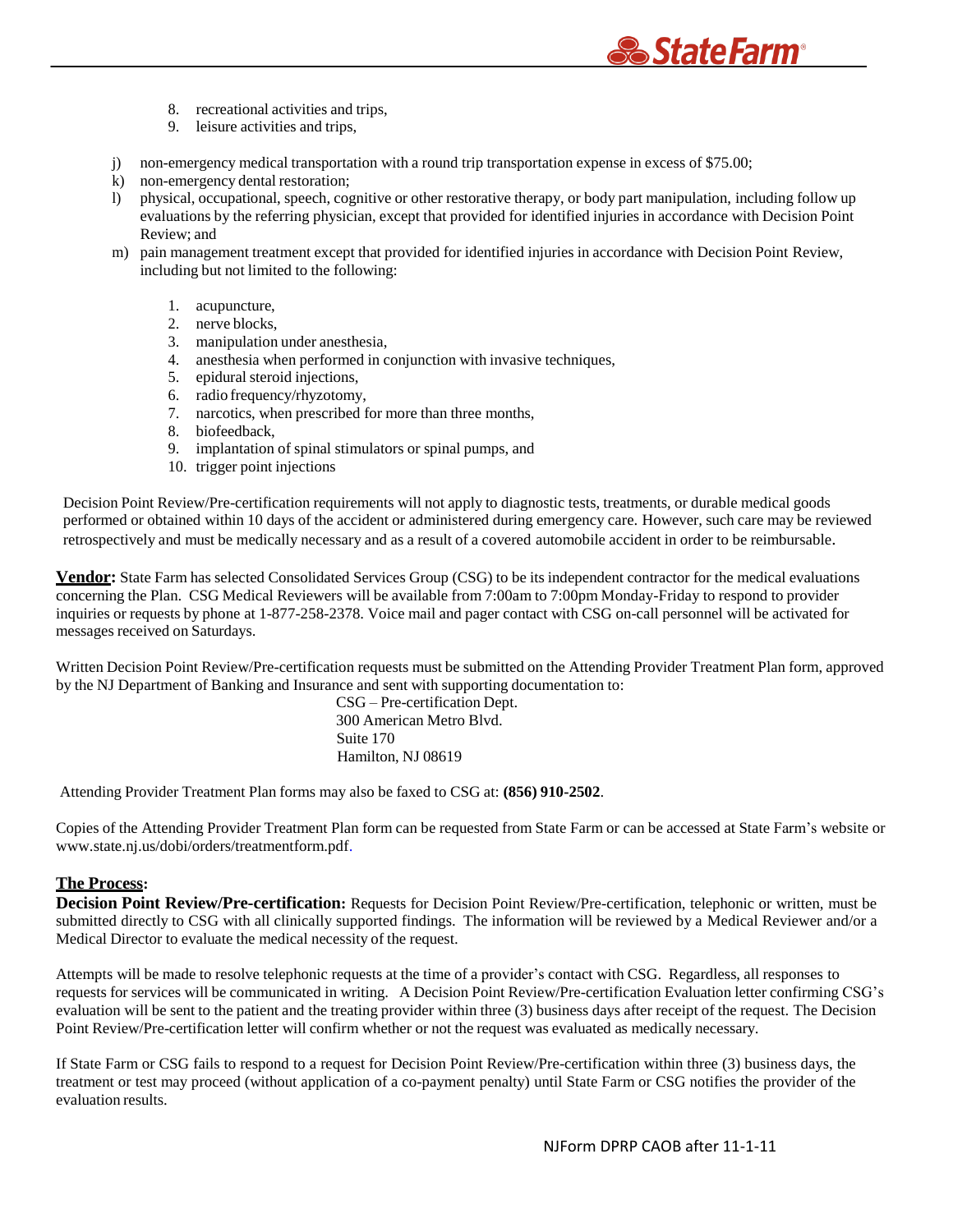8. recreational activities and trips,
9. leisure activities and trips,

j) non-emergency medical transportation with a round trip transportation expense in excess of $75.00;
k) non-emergency dental restoration;
l) physical, occupational, speech, cognitive or other restorative therapy, or body part manipulation, including follow up evaluations by the referring physician, except that provided for identified injuries in accordance with Decision Point Review; and
m) pain management treatment except that provided for identified injuries in accordance with Decision Point Review, including but not limited to the following:

1. acupuncture,
2. nerve blocks,
3. manipulation under anesthesia,
4. anesthesia when performed in conjunction with invasive techniques,
5. epidural steroid injections,
6. radio frequency/rhyzotomy,
7. narcotics, when prescribed for more than three months,
8. biofeedback,
9. implantation of spinal stimulators or spinal pumps, and
10. trigger point injections

Decision Point Review/Pre-certification requirements will not apply to diagnostic tests, treatments, or durable medical goods performed or obtained within 10 days of the accident or administered during emergency care. However, such care may be reviewed retrospectively and must be medically necessary and as a result of a covered automobile accident in order to be reimbursable.

**Vendor:** State Farm has selected Consolidated Services Group (CSG) to be its independent contractor for the medical evaluations concerning the Plan. CSG Medical Reviewers will be available from 7:00am to 7:00pm Monday-Friday to respond to provider inquiries or requests by phone at 1-877-258-2378. Voice mail and pager contact with CSG on-call personnel will be activated for messages received on Saturdays.

Written Decision Point Review/Pre-certification requests must be submitted on the Attending Provider Treatment Plan form, approved by the NJ Department of Banking and Insurance and sent with supporting documentation to:

CSG – Pre-certification Dept.
300 American Metro Blvd.
Suite 170
Hamilton, NJ 08619

Attending Provider Treatment Plan forms may also be faxed to CSG at: **(856) 910-2502**.

Copies of the Attending Provider Treatment Plan form can be requested from State Farm or can be accessed at State Farm's website or www.state.nj.us/dobi/orders/treatmentform.pdf.

## The Process:

**Decision Point Review/Pre-certification:** Requests for Decision Point Review/Pre-certification, telephonic or written, must be submitted directly to CSG with all clinically supported findings. The information will be reviewed by a Medical Reviewer and/or a Medical Director to evaluate the medical necessity of the request.

Attempts will be made to resolve telephonic requests at the time of a provider's contact with CSG. Regardless, all responses to requests for services will be communicated in writing. A Decision Point Review/Pre-certification Evaluation letter confirming CSG's evaluation will be sent to the patient and the treating provider within three (3) business days after receipt of the request. The Decision Point Review/Pre-certification letter will confirm whether or not the request was evaluated as medically necessary.

If State Farm or CSG fails to respond to a request for Decision Point Review/Pre-certification within three (3) business days, the treatment or test may proceed (without application of a co-payment penalty) until State Farm or CSG notifies the provider of the evaluation results.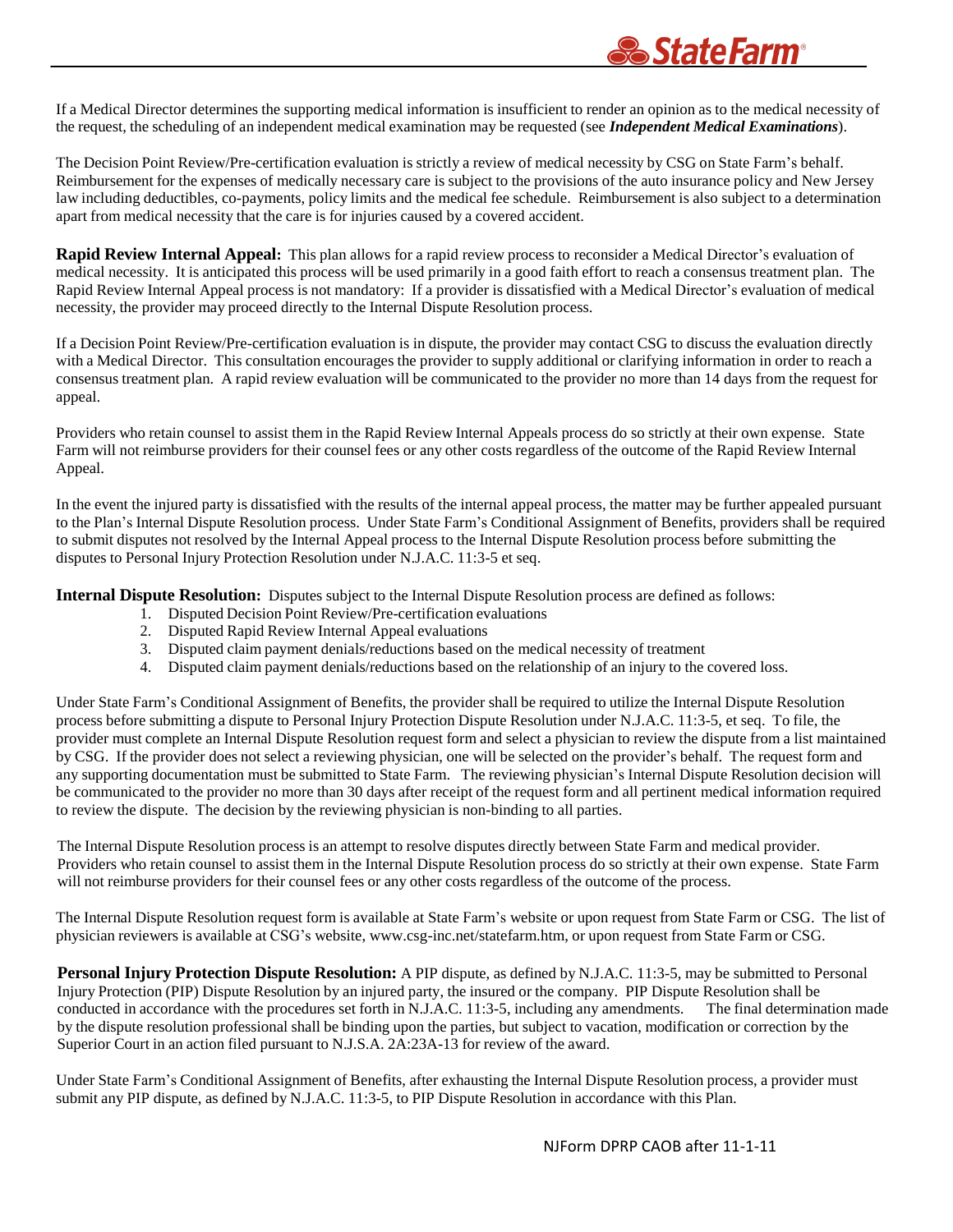If a Medical Director determines the supporting medical information is insufficient to render an opinion as to the medical necessity of the request, the scheduling of an independent medical examination may be requested (see ***Independent Medical Examinations***).

The Decision Point Review/Pre-certification evaluation is strictly a review of medical necessity by CSG on State Farm's behalf. Reimbursement for the expenses of medically necessary care is subject to the provisions of the auto insurance policy and New Jersey law including deductibles, co-payments, policy limits and the medical fee schedule. Reimbursement is also subject to a determination apart from medical necessity that the care is for injuries caused by a covered accident.

**Rapid Review Internal Appeal:** This plan allows for a rapid review process to reconsider a Medical Director's evaluation of medical necessity. It is anticipated this process will be used primarily in a good faith effort to reach a consensus treatment plan. The Rapid Review Internal Appeal process is not mandatory: If a provider is dissatisfied with a Medical Director's evaluation of medical necessity, the provider may proceed directly to the Internal Dispute Resolution process.

If a Decision Point Review/Pre-certification evaluation is in dispute, the provider may contact CSG to discuss the evaluation directly with a Medical Director. This consultation encourages the provider to supply additional or clarifying information in order to reach a consensus treatment plan. A rapid review evaluation will be communicated to the provider no more than 14 days from the request for appeal.

Providers who retain counsel to assist them in the Rapid Review Internal Appeals process do so strictly at their own expense. State Farm will not reimburse providers for their counsel fees or any other costs regardless of the outcome of the Rapid Review Internal Appeal.

In the event the injured party is dissatisfied with the results of the internal appeal process, the matter may be further appealed pursuant to the Plan's Internal Dispute Resolution process. Under State Farm's Conditional Assignment of Benefits, providers shall be required to submit disputes not resolved by the Internal Appeal process to the Internal Dispute Resolution process before submitting the disputes to Personal Injury Protection Resolution under N.J.A.C. 11:3-5 et seq.

**Internal Dispute Resolution:** Disputes subject to the Internal Dispute Resolution process are defined as follows:

1. Disputed Decision Point Review/Pre-certification evaluations
2. Disputed Rapid Review Internal Appeal evaluations
3. Disputed claim payment denials/reductions based on the medical necessity of treatment
4. Disputed claim payment denials/reductions based on the relationship of an injury to the covered loss.

Under State Farm's Conditional Assignment of Benefits, the provider shall be required to utilize the Internal Dispute Resolution process before submitting a dispute to Personal Injury Protection Dispute Resolution under N.J.A.C. 11:3-5, et seq. To file, the provider must complete an Internal Dispute Resolution request form and select a physician to review the dispute from a list maintained by CSG. If the provider does not select a reviewing physician, one will be selected on the provider's behalf. The request form and any supporting documentation must be submitted to State Farm. The reviewing physician's Internal Dispute Resolution decision will be communicated to the provider no more than 30 days after receipt of the request form and all pertinent medical information required to review the dispute. The decision by the reviewing physician is non-binding to all parties.

The Internal Dispute Resolution process is an attempt to resolve disputes directly between State Farm and medical provider. Providers who retain counsel to assist them in the Internal Dispute Resolution process do so strictly at their own expense. State Farm will not reimburse providers for their counsel fees or any other costs regardless of the outcome of the process.

The Internal Dispute Resolution request form is available at State Farm's website or upon request from State Farm or CSG. The list of physician reviewers is available at CSG's website, www.csg-inc.net/statefarm.htm, or upon request from State Farm or CSG.

**Personal Injury Protection Dispute Resolution:** A PIP dispute, as defined by N.J.A.C. 11:3-5, may be submitted to Personal Injury Protection (PIP) Dispute Resolution by an injured party, the insured or the company. PIP Dispute Resolution shall be conducted in accordance with the procedures set forth in N.J.A.C. 11:3-5, including any amendments. The final determination made by the dispute resolution professional shall be binding upon the parties, but subject to vacation, modification or correction by the Superior Court in an action filed pursuant to N.J.S.A. 2A:23A-13 for review of the award.

Under State Farm's Conditional Assignment of Benefits, after exhausting the Internal Dispute Resolution process, a provider must submit any PIP dispute, as defined by N.J.A.C. 11:3-5, to PIP Dispute Resolution in accordance with this Plan.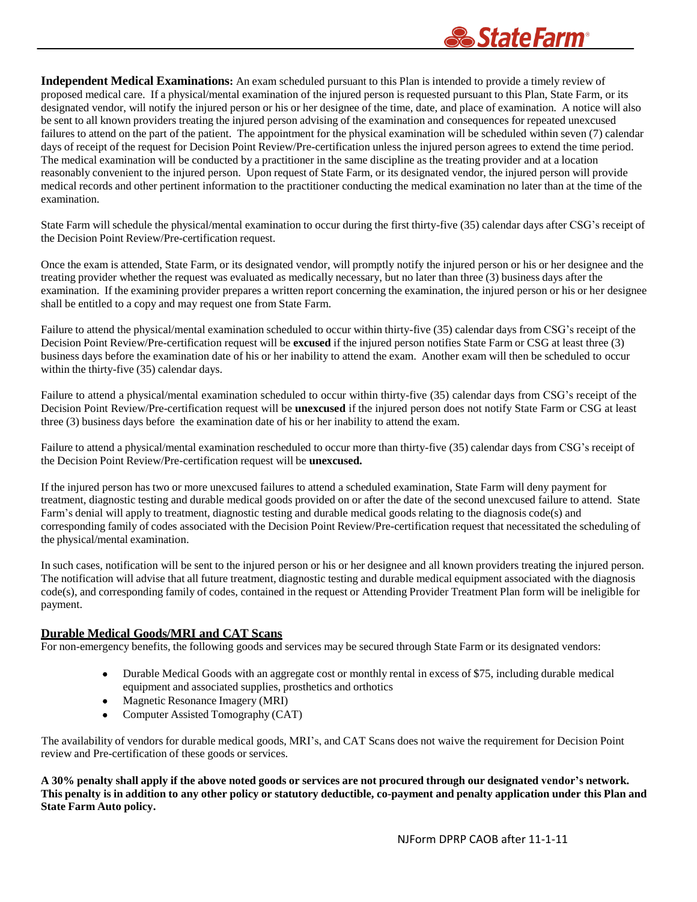**Independent Medical Examinations:** An exam scheduled pursuant to this Plan is intended to provide a timely review of proposed medical care. If a physical/mental examination of the injured person is requested pursuant to this Plan, State Farm, or its designated vendor, will notify the injured person or his or her designee of the time, date, and place of examination. A notice will also be sent to all known providers treating the injured person advising of the examination and consequences for repeated unexcused failures to attend on the part of the patient. The appointment for the physical examination will be scheduled within seven (7) calendar days of receipt of the request for Decision Point Review/Pre-certification unless the injured person agrees to extend the time period. The medical examination will be conducted by a practitioner in the same discipline as the treating provider and at a location reasonably convenient to the injured person. Upon request of State Farm, or its designated vendor, the injured person will provide medical records and other pertinent information to the practitioner conducting the medical examination no later than at the time of the examination.

State Farm will schedule the physical/mental examination to occur during the first thirty-five (35) calendar days after CSG's receipt of the Decision Point Review/Pre-certification request.

Once the exam is attended, State Farm, or its designated vendor, will promptly notify the injured person or his or her designee and the treating provider whether the request was evaluated as medically necessary, but no later than three (3) business days after the examination. If the examining provider prepares a written report concerning the examination, the injured person or his or her designee shall be entitled to a copy and may request one from State Farm.

Failure to attend the physical/mental examination scheduled to occur within thirty-five (35) calendar days from CSG's receipt of the Decision Point Review/Pre-certification request will be **excused** if the injured person notifies State Farm or CSG at least three (3) business days before the examination date of his or her inability to attend the exam. Another exam will then be scheduled to occur within the thirty-five (35) calendar days.

Failure to attend a physical/mental examination scheduled to occur within thirty-five (35) calendar days from CSG's receipt of the Decision Point Review/Pre-certification request will be **unexcused** if the injured person does not notify State Farm or CSG at least three (3) business days before the examination date of his or her inability to attend the exam.

Failure to attend a physical/mental examination rescheduled to occur more than thirty-five (35) calendar days from CSG's receipt of the Decision Point Review/Pre-certification request will be **unexcused.**

If the injured person has two or more unexcused failures to attend a scheduled examination, State Farm will deny payment for treatment, diagnostic testing and durable medical goods provided on or after the date of the second unexcused failure to attend. State Farm's denial will apply to treatment, diagnostic testing and durable medical goods relating to the diagnosis code(s) and corresponding family of codes associated with the Decision Point Review/Pre-certification request that necessitated the scheduling of the physical/mental examination.

In such cases, notification will be sent to the injured person or his or her designee and all known providers treating the injured person. The notification will advise that all future treatment, diagnostic testing and durable medical equipment associated with the diagnosis code(s), and corresponding family of codes, contained in the request or Attending Provider Treatment Plan form will be ineligible for payment.

## Durable Medical Goods/MRI and CAT Scans

For non-emergency benefits, the following goods and services may be secured through State Farm or its designated vendors:

- Durable Medical Goods with an aggregate cost or monthly rental in excess of $75, including durable medical equipment and associated supplies, prosthetics and orthotics
- Magnetic Resonance Imagery (MRI)
- Computer Assisted Tomography (CAT)

The availability of vendors for durable medical goods, MRI's, and CAT Scans does not waive the requirement for Decision Point review and Pre-certification of these goods or services.

**A 30% penalty shall apply if the above noted goods or services are not procured through our designated vendor's network. This penalty is in addition to any other policy or statutory deductible, co-payment and penalty application under this Plan and State Farm Auto policy.**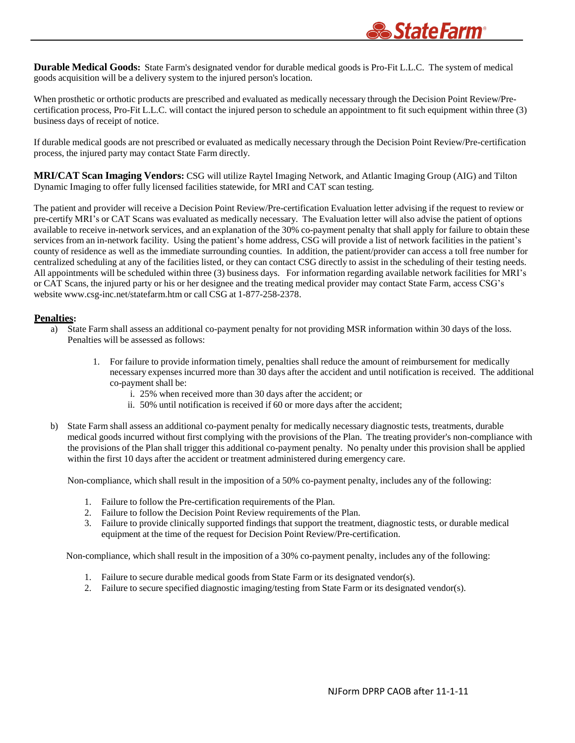**Durable Medical Goods:** State Farm's designated vendor for durable medical goods is Pro-Fit L.L.C. The system of medical goods acquisition will be a delivery system to the injured person's location.

When prosthetic or orthotic products are prescribed and evaluated as medically necessary through the Decision Point Review/Pre-certification process, Pro-Fit L.L.C. will contact the injured person to schedule an appointment to fit such equipment within three (3) business days of receipt of notice.

If durable medical goods are not prescribed or evaluated as medically necessary through the Decision Point Review/Pre-certification process, the injured party may contact State Farm directly.

**MRI/CAT Scan Imaging Vendors:** CSG will utilize Raytel Imaging Network, and Atlantic Imaging Group (AIG) and Tilton Dynamic Imaging to offer fully licensed facilities statewide, for MRI and CAT scan testing.

The patient and provider will receive a Decision Point Review/Pre-certification Evaluation letter advising if the request to review or pre-certify MRI's or CAT Scans was evaluated as medically necessary. The Evaluation letter will also advise the patient of options available to receive in-network services, and an explanation of the 30% co-payment penalty that shall apply for failure to obtain these services from an in-network facility. Using the patient's home address, CSG will provide a list of network facilities in the patient's county of residence as well as the immediate surrounding counties. In addition, the patient/provider can access a toll free number for centralized scheduling at any of the facilities listed, or they can contact CSG directly to assist in the scheduling of their testing needs. All appointments will be scheduled within three (3) business days. For information regarding available network facilities for MRI's or CAT Scans, the injured party or his or her designee and the treating medical provider may contact State Farm, access CSG's website www.csg-inc.net/statefarm.htm or call CSG at 1-877-258-2378.

**Penalties:**

a) State Farm shall assess an additional co-payment penalty for not providing MSR information within 30 days of the loss. Penalties will be assessed as follows:

   1. For failure to provide information timely, penalties shall reduce the amount of reimbursement for medically necessary expenses incurred more than 30 days after the accident and until notification is received. The additional co-payment shall be:
      i. 25% when received more than 30 days after the accident; or
      ii. 50% until notification is received if 60 or more days after the accident;

b) State Farm shall assess an additional co-payment penalty for medically necessary diagnostic tests, treatments, durable medical goods incurred without first complying with the provisions of the Plan. The treating provider's non-compliance with the provisions of the Plan shall trigger this additional co-payment penalty. No penalty under this provision shall be applied within the first 10 days after the accident or treatment administered during emergency care.

   Non-compliance, which shall result in the imposition of a 50% co-payment penalty, includes any of the following:

   1. Failure to follow the Pre-certification requirements of the Plan.
   2. Failure to follow the Decision Point Review requirements of the Plan.
   3. Failure to provide clinically supported findings that support the treatment, diagnostic tests, or durable medical equipment at the time of the request for Decision Point Review/Pre-certification.

   Non-compliance, which shall result in the imposition of a 30% co-payment penalty, includes any of the following:

   1. Failure to secure durable medical goods from State Farm or its designated vendor(s).
   2. Failure to secure specified diagnostic imaging/testing from State Farm or its designated vendor(s).

NJForm DPRP CAOB after 11-1-11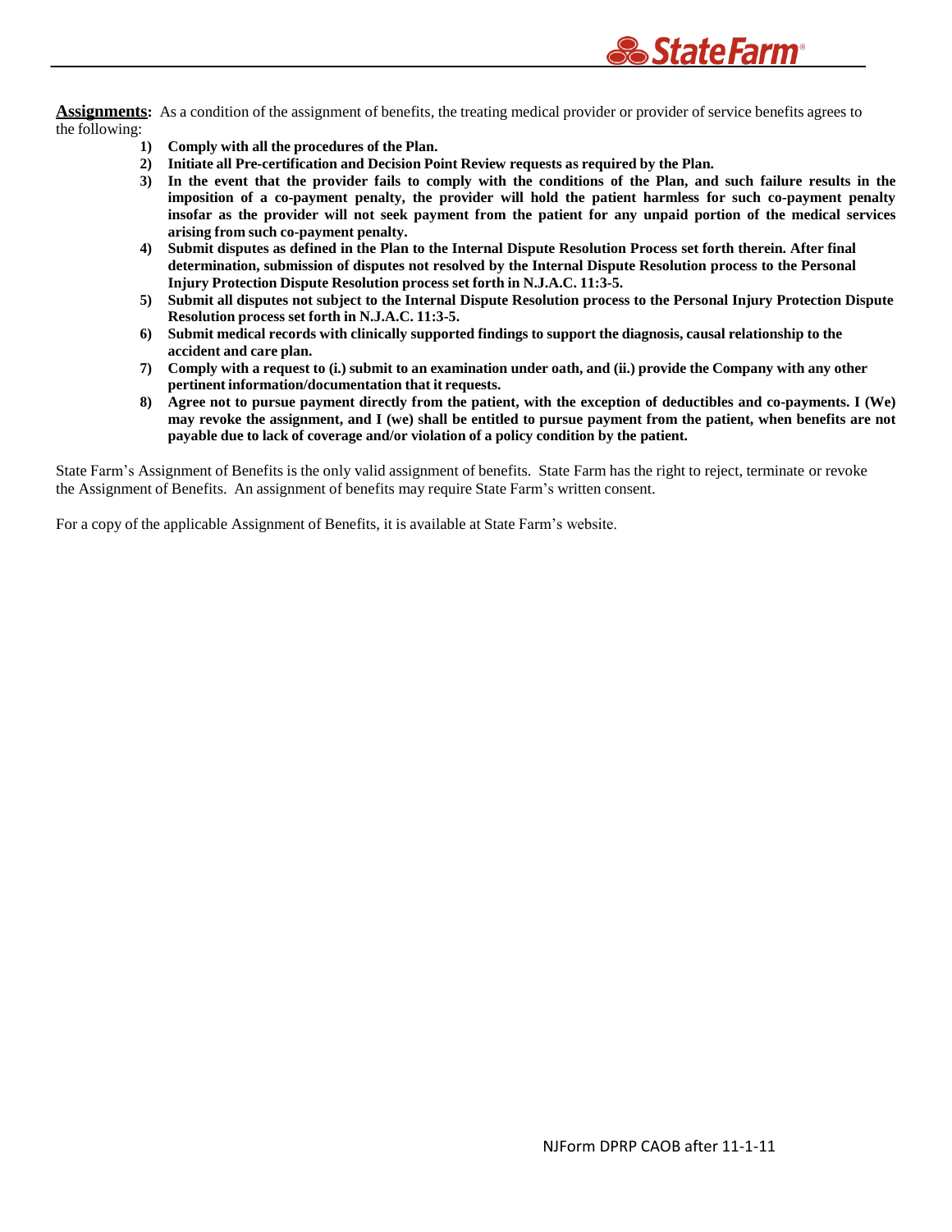**Assignments:** As a condition of the assignment of benefits, the treating medical provider or provider of service benefits agrees to the following:

1) **Comply with all the procedures of the Plan.**
2) **Initiate all Pre-certification and Decision Point Review requests as required by the Plan.**
3) **In the event that the provider fails to comply with the conditions of the Plan, and such failure results in the imposition of a co-payment penalty, the provider will hold the patient harmless for such co-payment penalty insofar as the provider will not seek payment from the patient for any unpaid portion of the medical services arising from such co-payment penalty.**
4) **Submit disputes as defined in the Plan to the Internal Dispute Resolution Process set forth therein. After final determination, submission of disputes not resolved by the Internal Dispute Resolution process to the Personal Injury Protection Dispute Resolution process set forth in N.J.A.C. 11:3-5.**
5) **Submit all disputes not subject to the Internal Dispute Resolution process to the Personal Injury Protection Dispute Resolution process set forth in N.J.A.C. 11:3-5.**
6) **Submit medical records with clinically supported findings to support the diagnosis, causal relationship to the accident and care plan.**
7) **Comply with a request to (i.) submit to an examination under oath, and (ii.) provide the Company with any other pertinent information/documentation that it requests.**
8) **Agree not to pursue payment directly from the patient, with the exception of deductibles and co-payments. I (We) may revoke the assignment, and I (we) shall be entitled to pursue payment from the patient, when benefits are not payable due to lack of coverage and/or violation of a policy condition by the patient.**

State Farm's Assignment of Benefits is the only valid assignment of benefits. State Farm has the right to reject, terminate or revoke the Assignment of Benefits. An assignment of benefits may require State Farm's written consent.

For a copy of the applicable Assignment of Benefits, it is available at State Farm's website.

NJForm DPRP CAOB after 11-1-11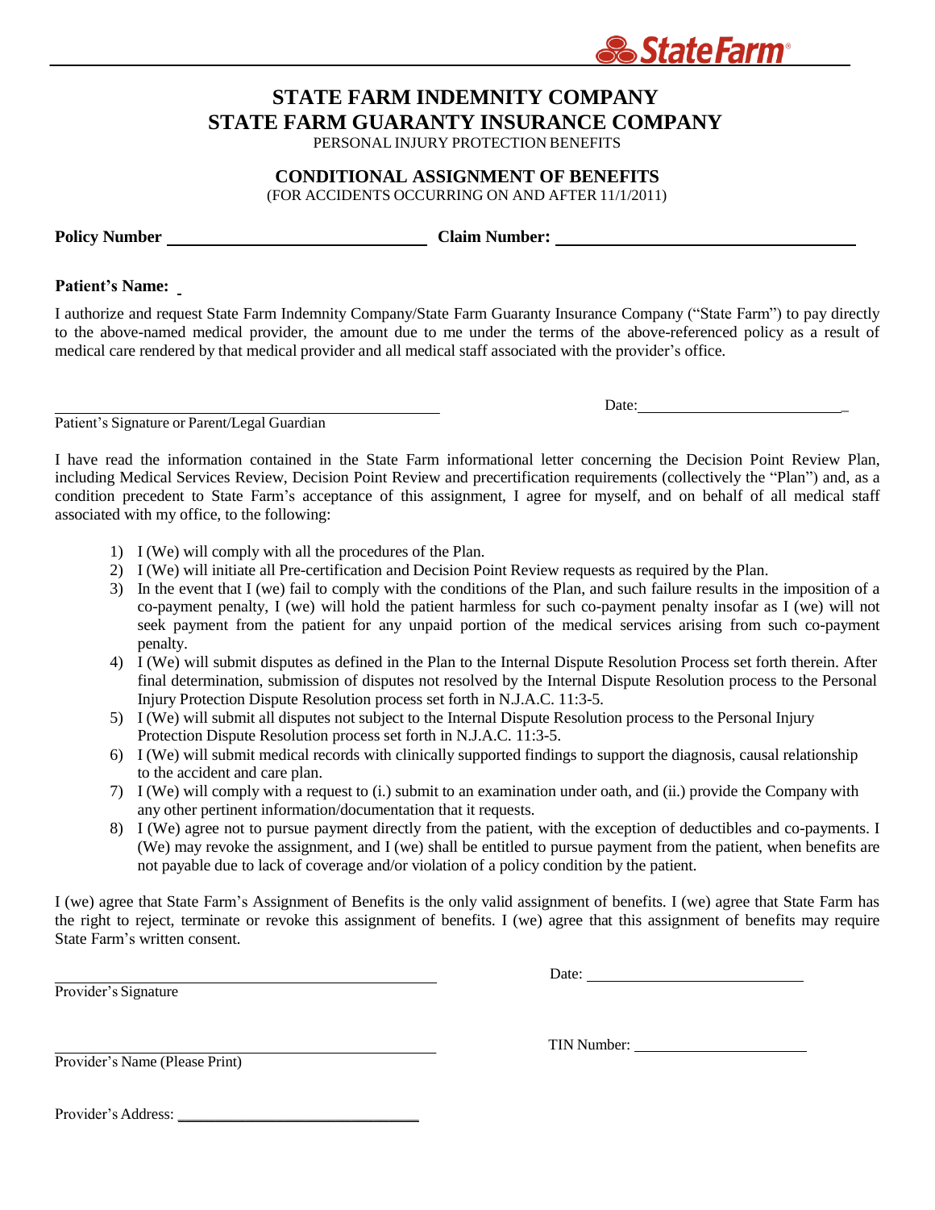State Farm

# STATE FARM INDEMNITY COMPANY
# STATE FARM GUARANTY INSURANCE COMPANY

PERSONAL INJURY PROTECTION BENEFITS

## CONDITIONAL ASSIGNMENT OF BENEFITS

(FOR ACCIDENTS OCCURRING ON AND AFTER 11/1/2011)

**Policy Number** ______________________________ **Claim Number:** ___________________________________

**Patient's Name:** _

I authorize and request State Farm Indemnity Company/State Farm Guaranty Insurance Company ("State Farm") to pay directly to the above-named medical provider, the amount due to me under the terms of the above-referenced policy as a result of medical care rendered by that medical provider and all medical staff associated with the provider's office.

_______________________________________________ Date: __________________________

Patient's Signature or Parent/Legal Guardian

I have read the information contained in the State Farm informational letter concerning the Decision Point Review Plan, including Medical Services Review, Decision Point Review and precertification requirements (collectively the "Plan") and, as a condition precedent to State Farm's acceptance of this assignment, I agree for myself, and on behalf of all medical staff associated with my office, to the following:

1) I (We) will comply with all the procedures of the Plan.
2) I (We) will initiate all Pre-certification and Decision Point Review requests as required by the Plan.
3) In the event that I (we) fail to comply with the conditions of the Plan, and such failure results in the imposition of a co-payment penalty, I (we) will hold the patient harmless for such co-payment penalty insofar as I (we) will not seek payment from the patient for any unpaid portion of the medical services arising from such co-payment penalty.
4) I (We) will submit disputes as defined in the Plan to the Internal Dispute Resolution Process set forth therein. After final determination, submission of disputes not resolved by the Internal Dispute Resolution process to the Personal Injury Protection Dispute Resolution process set forth in N.J.A.C. 11:3-5.
5) I (We) will submit all disputes not subject to the Internal Dispute Resolution process to the Personal Injury Protection Dispute Resolution process set forth in N.J.A.C. 11:3-5.
6) I (We) will submit medical records with clinically supported findings to support the diagnosis, causal relationship to the accident and care plan.
7) I (We) will comply with a request to (i.) submit to an examination under oath, and (ii.) provide the Company with any other pertinent information/documentation that it requests.
8) I (We) agree not to pursue payment directly from the patient, with the exception of deductibles and co-payments. I (We) may revoke the assignment, and I (we) shall be entitled to pursue payment from the patient, when benefits are not payable due to lack of coverage and/or violation of a policy condition by the patient.

I (we) agree that State Farm's Assignment of Benefits is the only valid assignment of benefits. I (we) agree that State Farm has the right to reject, terminate or revoke this assignment of benefits. I (we) agree that this assignment of benefits may require State Farm's written consent.

_______________________________________________ Date: __________________________

Provider's Signature

_______________________________________________ TIN Number: ______________________

Provider's Name (Please Print)

Provider's Address: ______________________________